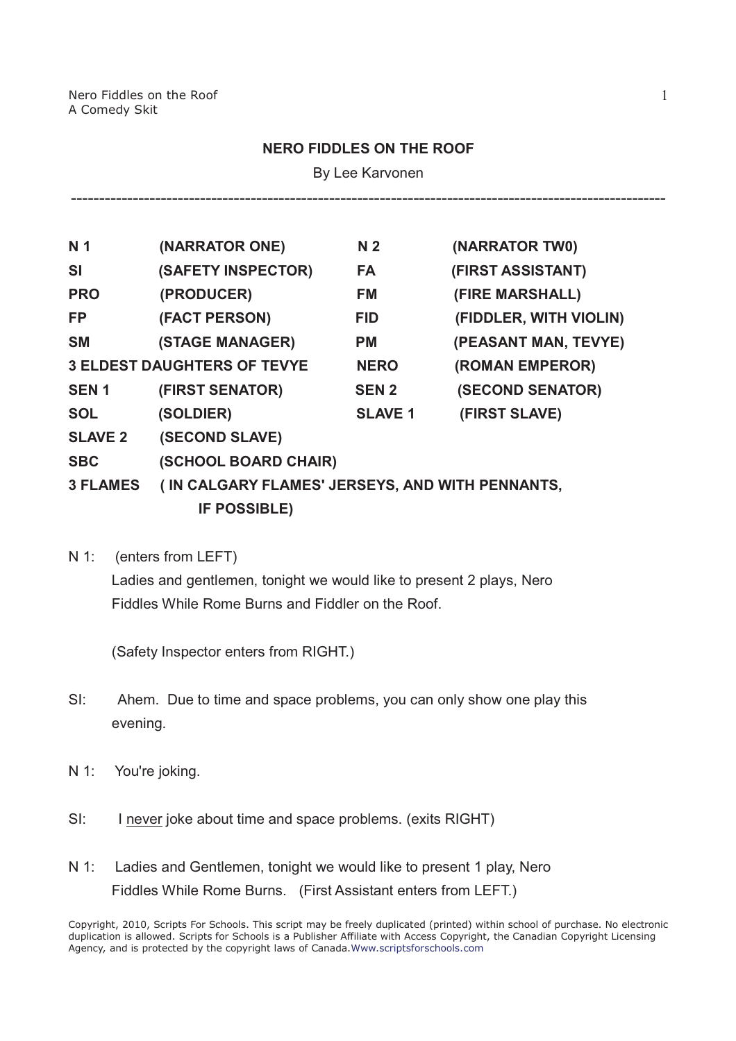# NERO FIDDLES ON THE ROOF

By Lee Karvonen

---

| | | | |
|---|---|---|---|
| **N 1** | **(NARRATOR ONE)** | **N 2** | **(NARRATOR TW0)** |
| **SI** | **(SAFETY INSPECTOR)** | **FA** | **(FIRST ASSISTANT)** |
| **PRO** | **(PRODUCER)** | **FM** | **(FIRE MARSHALL)** |
| **FP** | **(FACT PERSON)** | **FID** | **(FIDDLER, WITH VIOLIN)** |
| **SM** | **(STAGE MANAGER)** | **PM** | **(PEASANT MAN, TEVYE)** |
| **3 ELDEST DAUGHTERS OF TEVYE** | | **NERO** | **(ROMAN EMPEROR)** |
| **SEN 1** | **(FIRST SENATOR)** | **SEN 2** | **(SECOND SENATOR)** |
| **SOL** | **(SOLDIER)** | **SLAVE 1** | **(FIRST SLAVE)** |
| **SLAVE 2** | **(SECOND SLAVE)** | | |
| **SBC** | **(SCHOOL BOARD CHAIR)** | | |
| **3 FLAMES** | **( IN CALGARY FLAMES' JERSEYS, AND WITH PENNANTS, IF POSSIBLE)** | | |

N 1: (enters from LEFT)
Ladies and gentlemen, tonight we would like to present 2 plays, Nero Fiddles While Rome Burns and Fiddler on the Roof.

(Safety Inspector enters from RIGHT.)

SI: Ahem. Due to time and space problems, you can only show one play this evening.

N 1: You're joking.

SI: I <u>never</u> joke about time and space problems. (exits RIGHT)

N 1: Ladies and Gentlemen, tonight we would like to present 1 play, Nero Fiddles While Rome Burns. (First Assistant enters from LEFT.)

Copyright, 2010, Scripts For Schools. This script may be freely duplicated (printed) within school of purchase. No electronic duplication is allowed. Scripts for Schools is a Publisher Affiliate with Access Copyright, the Canadian Copyright Licensing Agency, and is protected by the copyright laws of Canada.Www.scriptsforschools.com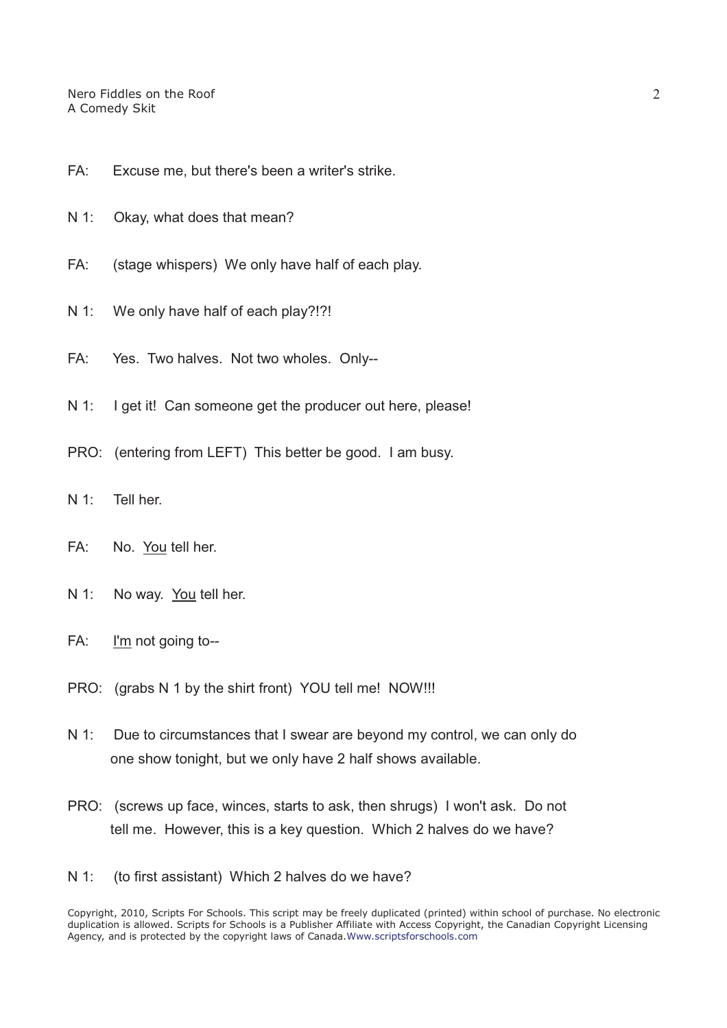FA: Excuse me, but there's been a writer's strike.

N 1: Okay, what does that mean?

FA: (stage whispers) We only have half of each play.

N 1: We only have half of each play?!?!

FA: Yes. Two halves. Not two wholes. Only--

N 1: I get it! Can someone get the producer out here, please!

PRO: (entering from LEFT) This better be good. I am busy.

N 1: Tell her.

FA: No. <u>You</u> tell her.

N 1: No way. <u>You</u> tell her.

FA: <u>I'm</u> not going to--

PRO: (grabs N 1 by the shirt front) YOU tell me! NOW!!!

N 1: Due to circumstances that I swear are beyond my control, we can only do one show tonight, but we only have 2 half shows available.

PRO: (screws up face, winces, starts to ask, then shrugs) I won't ask. Do not tell me. However, this is a key question. Which 2 halves do we have?

N 1: (to first assistant) Which 2 halves do we have?

Copyright, 2010, Scripts For Schools. This script may be freely duplicated (printed) within school of purchase. No electronic duplication is allowed. Scripts for Schools is a Publisher Affiliate with Access Copyright, the Canadian Copyright Licensing Agency, and is protected by the copyright laws of Canada.Www.scriptsforschools.com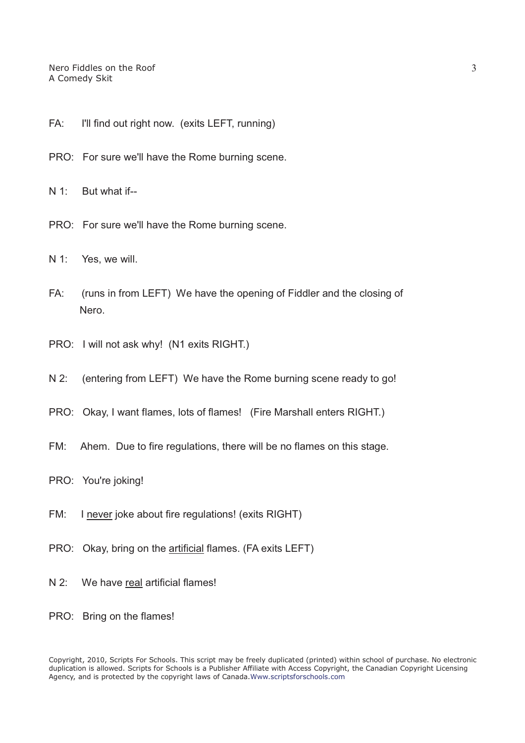FA: I'll find out right now. (exits LEFT, running)

PRO: For sure we'll have the Rome burning scene.

N 1: But what if--

PRO: For sure we'll have the Rome burning scene.

N 1: Yes, we will.

FA: (runs in from LEFT) We have the opening of Fiddler and the closing of Nero.

PRO: I will not ask why! (N1 exits RIGHT.)

N 2: (entering from LEFT) We have the Rome burning scene ready to go!

PRO: Okay, I want flames, lots of flames! (Fire Marshall enters RIGHT.)

FM: Ahem. Due to fire regulations, there will be no flames on this stage.

PRO: You're joking!

FM: I <u>never</u> joke about fire regulations! (exits RIGHT)

PRO: Okay, bring on the <u>artificial</u> flames. (FA exits LEFT)

N 2: We have <u>real</u> artificial flames!

PRO: Bring on the flames!

Copyright, 2010, Scripts For Schools. This script may be freely duplicated (printed) within school of purchase. No electronic duplication is allowed. Scripts for Schools is a Publisher Affiliate with Access Copyright, the Canadian Copyright Licensing Agency, and is protected by the copyright laws of Canada.Www.scriptsforschools.com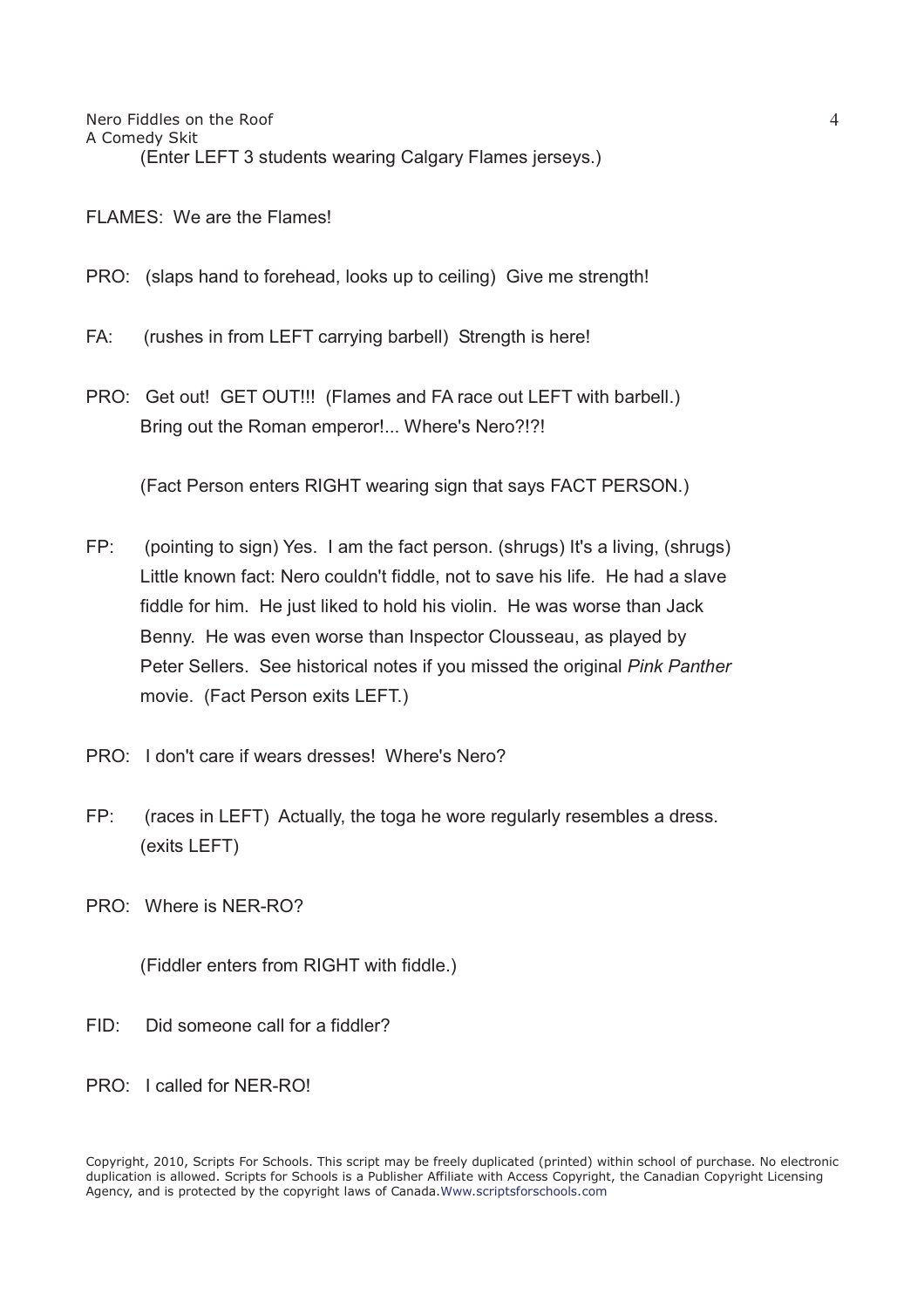(Enter LEFT 3 students wearing Calgary Flames jerseys.)

FLAMES: We are the Flames!

PRO: (slaps hand to forehead, looks up to ceiling) Give me strength!

FA: (rushes in from LEFT carrying barbell) Strength is here!

PRO: Get out! GET OUT!!! (Flames and FA race out LEFT with barbell.) Bring out the Roman emperor!... Where's Nero?!?!

(Fact Person enters RIGHT wearing sign that says FACT PERSON.)

FP: (pointing to sign) Yes. I am the fact person. (shrugs) It's a living, (shrugs) Little known fact: Nero couldn't fiddle, not to save his life. He had a slave fiddle for him. He just liked to hold his violin. He was worse than Jack Benny. He was even worse than Inspector Clousseau, as played by Peter Sellers. See historical notes if you missed the original *Pink Panther* movie. (Fact Person exits LEFT.)

PRO: I don't care if wears dresses! Where's Nero?

FP: (races in LEFT) Actually, the toga he wore regularly resembles a dress. (exits LEFT)

PRO: Where is NER-RO?

(Fiddler enters from RIGHT with fiddle.)

FID: Did someone call for a fiddler?

PRO: I called for NER-RO!

Copyright, 2010, Scripts For Schools. This script may be freely duplicated (printed) within school of purchase. No electronic duplication is allowed. Scripts for Schools is a Publisher Affiliate with Access Copyright, the Canadian Copyright Licensing Agency, and is protected by the copyright laws of Canada.Www.scriptsforschools.com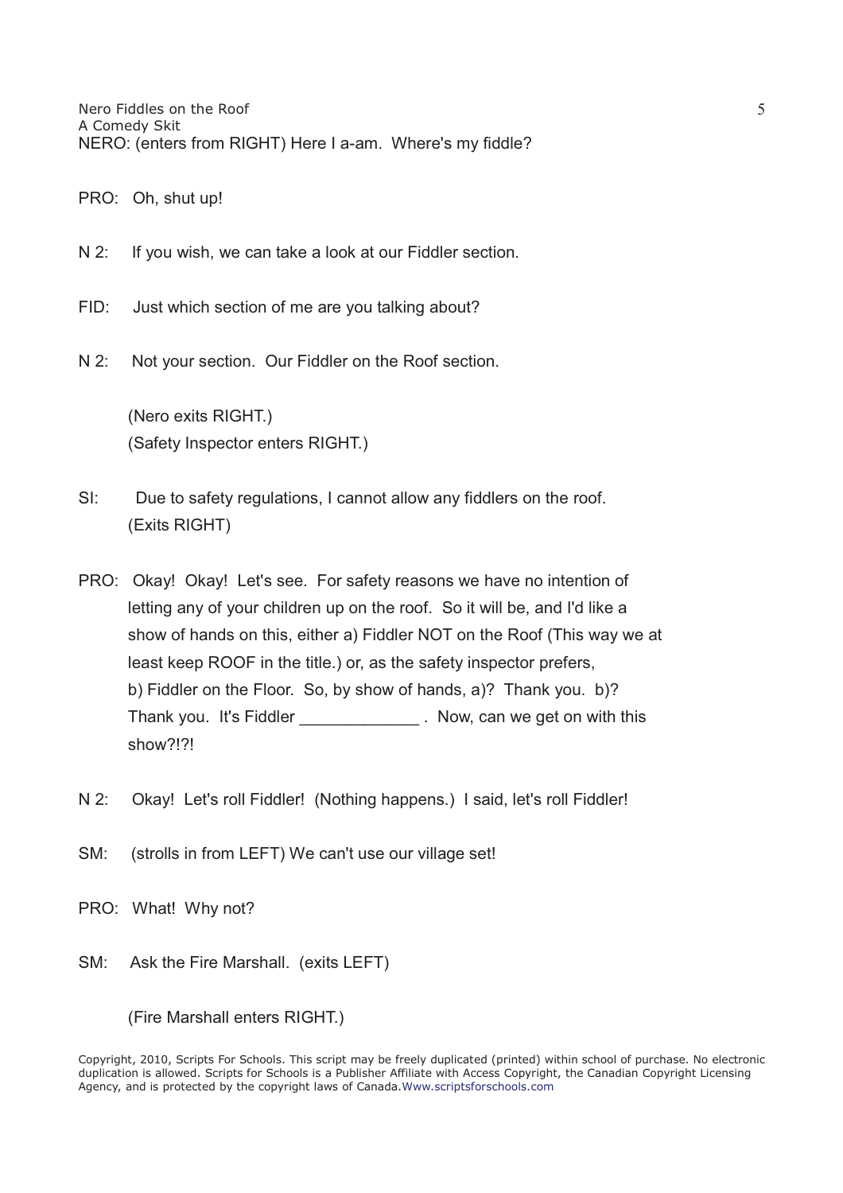NERO: (enters from RIGHT) Here I a-am. Where's my fiddle?

PRO: Oh, shut up!

N 2: If you wish, we can take a look at our Fiddler section.

FID: Just which section of me are you talking about?

N 2: Not your section. Our Fiddler on the Roof section.

(Nero exits RIGHT.)
(Safety Inspector enters RIGHT.)

SI: Due to safety regulations, I cannot allow any fiddlers on the roof. (Exits RIGHT)

PRO: Okay! Okay! Let's see. For safety reasons we have no intention of letting any of your children up on the roof. So it will be, and I'd like a show of hands on this, either a) Fiddler NOT on the Roof (This way we at least keep ROOF in the title.) or, as the safety inspector prefers, b) Fiddler on the Floor. So, by show of hands, a)? Thank you. b)? Thank you. It's Fiddler _____________ . Now, can we get on with this show?!?!

N 2: Okay! Let's roll Fiddler! (Nothing happens.) I said, let's roll Fiddler!

SM: (strolls in from LEFT) We can't use our village set!

PRO: What! Why not?

SM: Ask the Fire Marshall. (exits LEFT)

(Fire Marshall enters RIGHT.)

Copyright, 2010, Scripts For Schools. This script may be freely duplicated (printed) within school of purchase. No electronic duplication is allowed. Scripts for Schools is a Publisher Affiliate with Access Copyright, the Canadian Copyright Licensing Agency, and is protected by the copyright laws of Canada.Www.scriptsforschools.com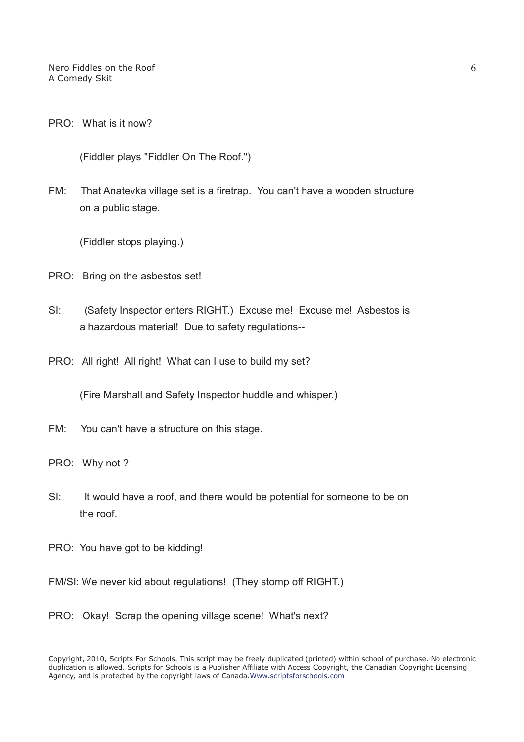PRO: What is it now?

(Fiddler plays "Fiddler On The Roof.")

FM: That Anatevka village set is a firetrap. You can't have a wooden structure on a public stage.

(Fiddler stops playing.)

PRO: Bring on the asbestos set!

SI: (Safety Inspector enters RIGHT.) Excuse me! Excuse me! Asbestos is a hazardous material! Due to safety regulations--

PRO: All right! All right! What can I use to build my set?

(Fire Marshall and Safety Inspector huddle and whisper.)

FM: You can't have a structure on this stage.

PRO: Why not ?

SI: It would have a roof, and there would be potential for someone to be on the roof.

PRO: You have got to be kidding!

FM/SI: We <u>never</u> kid about regulations! (They stomp off RIGHT.)

PRO: Okay! Scrap the opening village scene! What's next?

Copyright, 2010, Scripts For Schools. This script may be freely duplicated (printed) within school of purchase. No electronic duplication is allowed. Scripts for Schools is a Publisher Affiliate with Access Copyright, the Canadian Copyright Licensing Agency, and is protected by the copyright laws of Canada.Www.scriptsforschools.com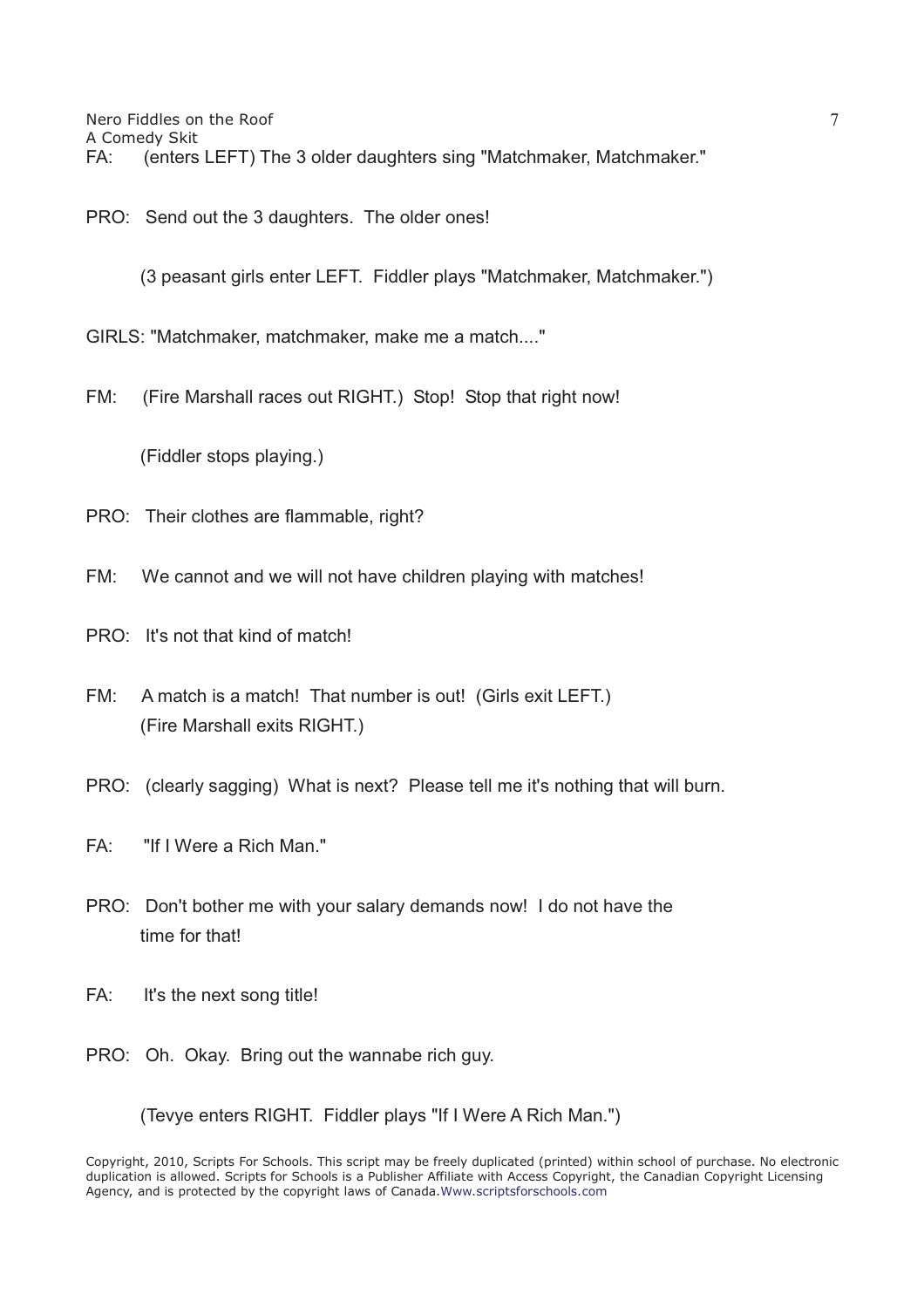FA: (enters LEFT) The 3 older daughters sing "Matchmaker, Matchmaker."

PRO: Send out the 3 daughters. The older ones!

(3 peasant girls enter LEFT. Fiddler plays "Matchmaker, Matchmaker.")

GIRLS: "Matchmaker, matchmaker, make me a match...."

FM: (Fire Marshall races out RIGHT.) Stop! Stop that right now!

(Fiddler stops playing.)

PRO: Their clothes are flammable, right?

FM: We cannot and we will not have children playing with matches!

PRO: It's not that kind of match!

FM: A match is a match! That number is out! (Girls exit LEFT.) (Fire Marshall exits RIGHT.)

PRO: (clearly sagging) What is next? Please tell me it's nothing that will burn.

FA: "If I Were a Rich Man."

PRO: Don't bother me with your salary demands now! I do not have the time for that!

FA: It's the next song title!

PRO: Oh. Okay. Bring out the wannabe rich guy.

(Tevye enters RIGHT. Fiddler plays "If I Were A Rich Man.")

Copyright, 2010, Scripts For Schools. This script may be freely duplicated (printed) within school of purchase. No electronic duplication is allowed. Scripts for Schools is a Publisher Affiliate with Access Copyright, the Canadian Copyright Licensing Agency, and is protected by the copyright laws of Canada.Www.scriptsforschools.com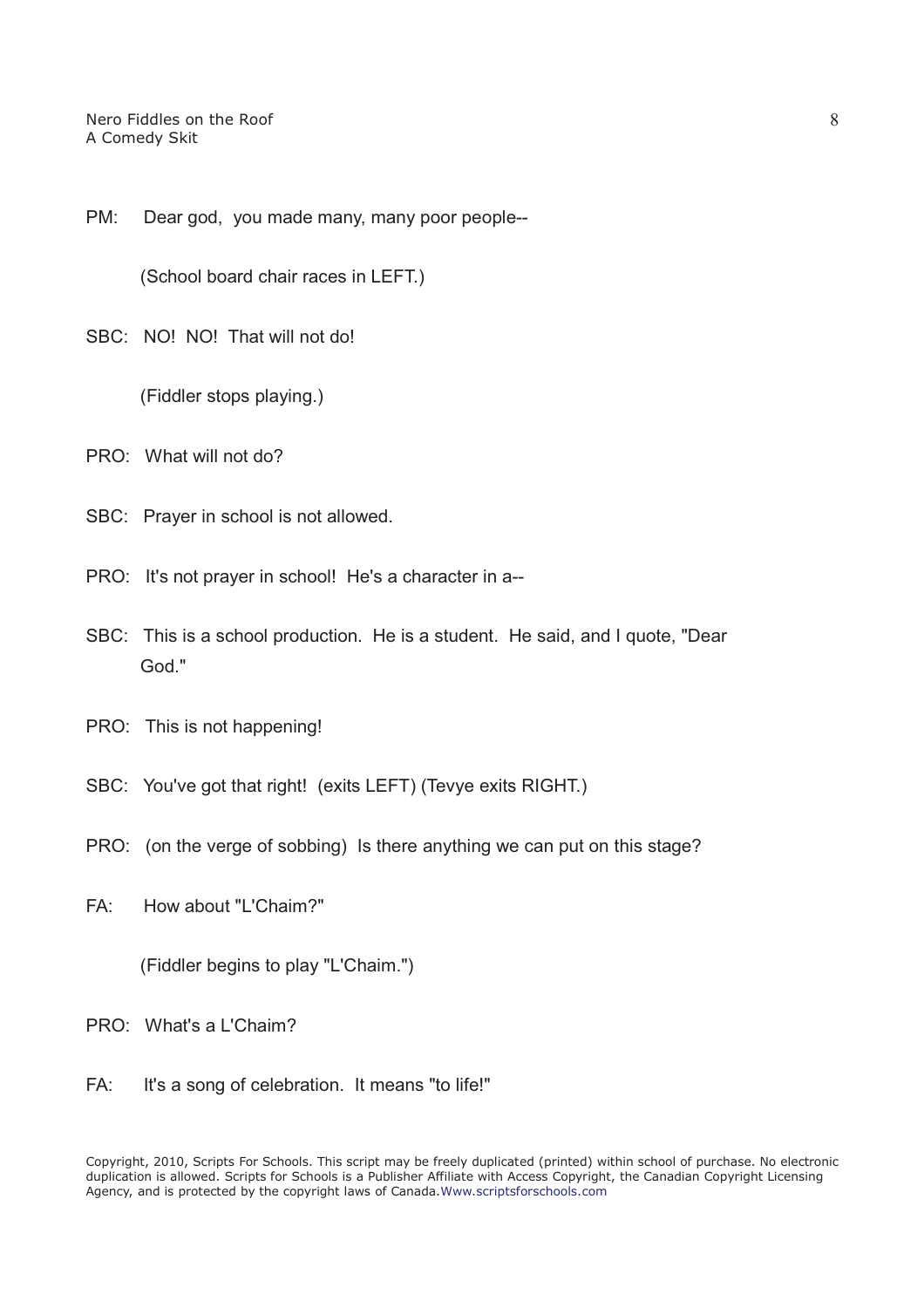PM: Dear god, you made many, many poor people--

(School board chair races in LEFT.)

SBC: NO! NO! That will not do!

(Fiddler stops playing.)

PRO: What will not do?

SBC: Prayer in school is not allowed.

PRO: It's not prayer in school! He's a character in a--

SBC: This is a school production. He is a student. He said, and I quote, "Dear God."

PRO: This is not happening!

SBC: You've got that right! (exits LEFT) (Tevye exits RIGHT.)

PRO: (on the verge of sobbing) Is there anything we can put on this stage?

FA: How about "L'Chaim?"

(Fiddler begins to play "L'Chaim.")

PRO: What's a L'Chaim?

FA: It's a song of celebration. It means "to life!"

Copyright, 2010, Scripts For Schools. This script may be freely duplicated (printed) within school of purchase. No electronic duplication is allowed. Scripts for Schools is a Publisher Affiliate with Access Copyright, the Canadian Copyright Licensing Agency, and is protected by the copyright laws of Canada. Www.scriptsforschools.com